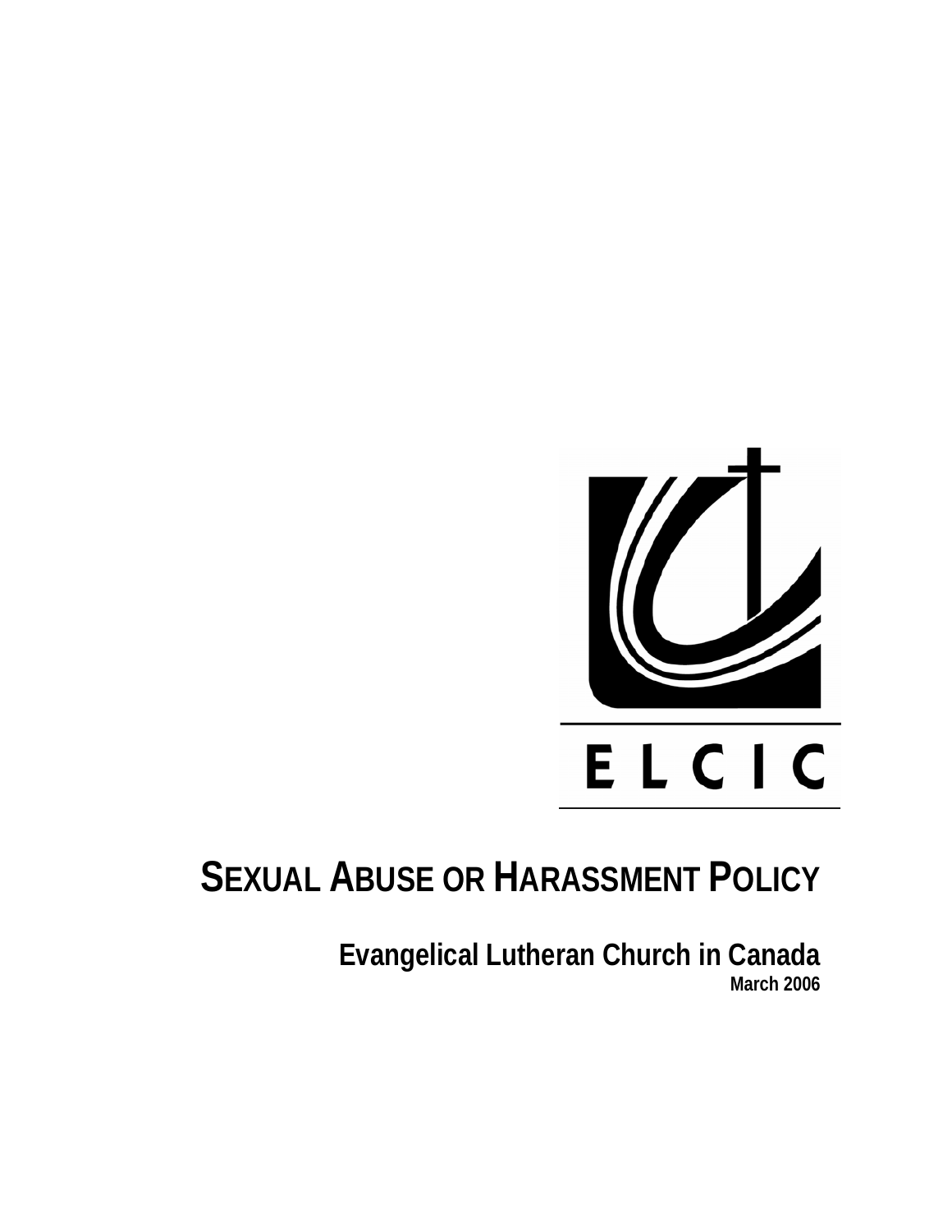ELCIC

# SEXUAL ABUSE OR HARASSMENT POLICY

**Evangelical Lutheran Church in Canada**

**March 2006**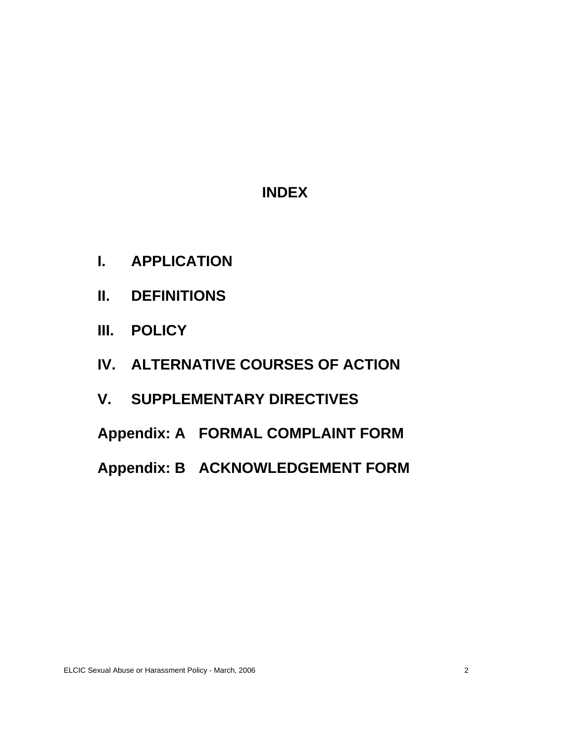# INDEX

**I. APPLICATION**

**II. DEFINITIONS**

**III. POLICY**

**IV. ALTERNATIVE COURSES OF ACTION**

**V. SUPPLEMENTARY DIRECTIVES**

**Appendix: A FORMAL COMPLAINT FORM**

**Appendix: B ACKNOWLEDGEMENT FORM**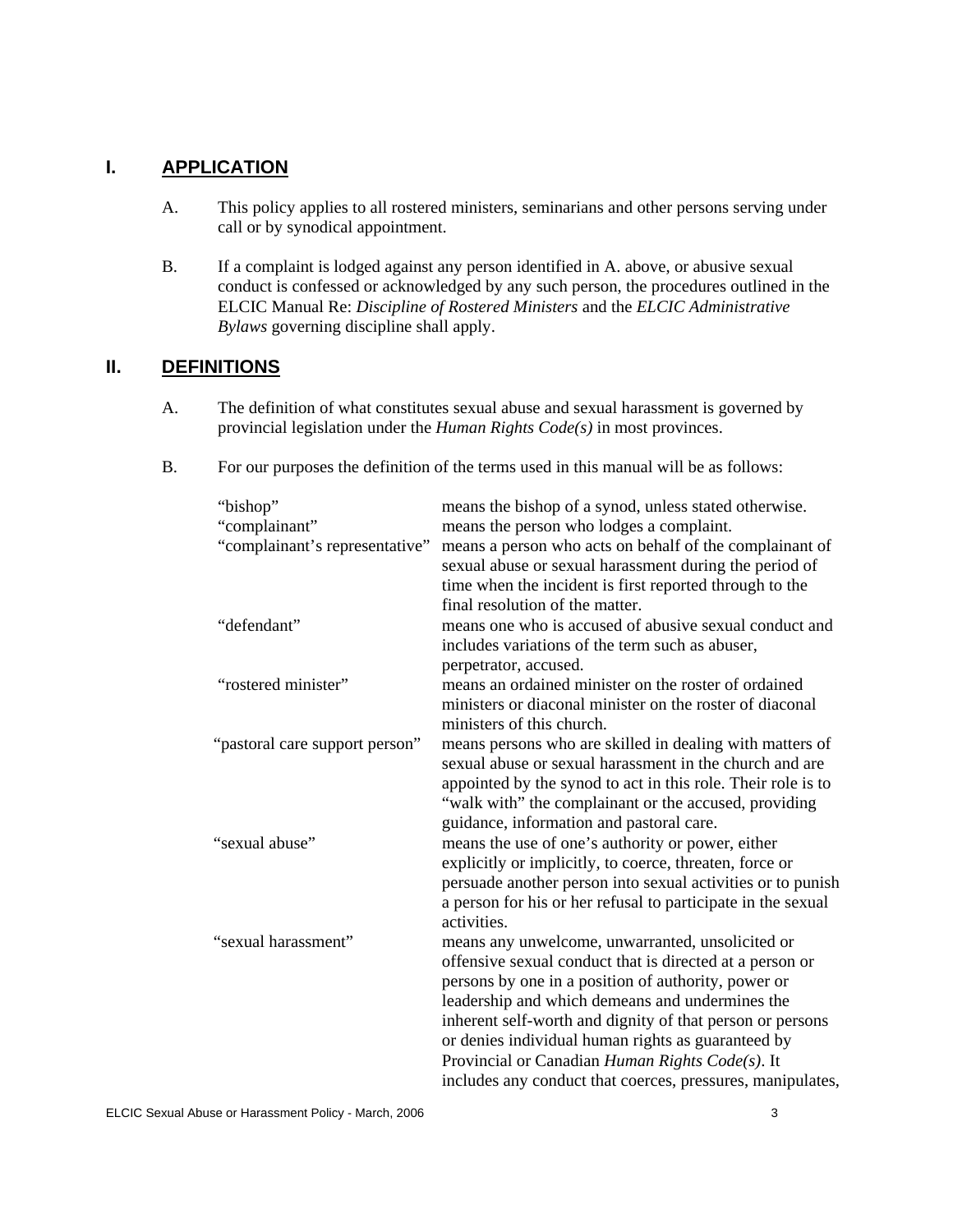## I. APPLICATION

A. This policy applies to all rostered ministers, seminarians and other persons serving under call or by synodical appointment.

B. If a complaint is lodged against any person identified in A. above, or abusive sexual conduct is confessed or acknowledged by any such person, the procedures outlined in the ELCIC Manual Re: *Discipline of Rostered Ministers* and the *ELCIC Administrative Bylaws* governing discipline shall apply.

## II. DEFINITIONS

A. The definition of what constitutes sexual abuse and sexual harassment is governed by provincial legislation under the *Human Rights Code(s)* in most provinces.

B. For our purposes the definition of the terms used in this manual will be as follows:

| Term | Definition |
|---|---|
| "bishop" | means the bishop of a synod, unless stated otherwise. |
| "complainant" | means the person who lodges a complaint. |
| "complainant's representative" | means a person who acts on behalf of the complainant of sexual abuse or sexual harassment during the period of time when the incident is first reported through to the final resolution of the matter. |
| "defendant" | means one who is accused of abusive sexual conduct and includes variations of the term such as abuser, perpetrator, accused. |
| "rostered minister" | means an ordained minister on the roster of ordained ministers or diaconal minister on the roster of diaconal ministers of this church. |
| "pastoral care support person" | means persons who are skilled in dealing with matters of sexual abuse or sexual harassment in the church and are appointed by the synod to act in this role. Their role is to "walk with" the complainant or the accused, providing guidance, information and pastoral care. |
| "sexual abuse" | means the use of one's authority or power, either explicitly or implicitly, to coerce, threaten, force or persuade another person into sexual activities or to punish a person for his or her refusal to participate in the sexual activities. |
| "sexual harassment" | means any unwelcome, unwarranted, unsolicited or offensive sexual conduct that is directed at a person or persons by one in a position of authority, power or leadership and which demeans and undermines the inherent self-worth and dignity of that person or persons or denies individual human rights as guaranteed by Provincial or Canadian *Human Rights Code(s)*. It includes any conduct that coerces, pressures, manipulates, |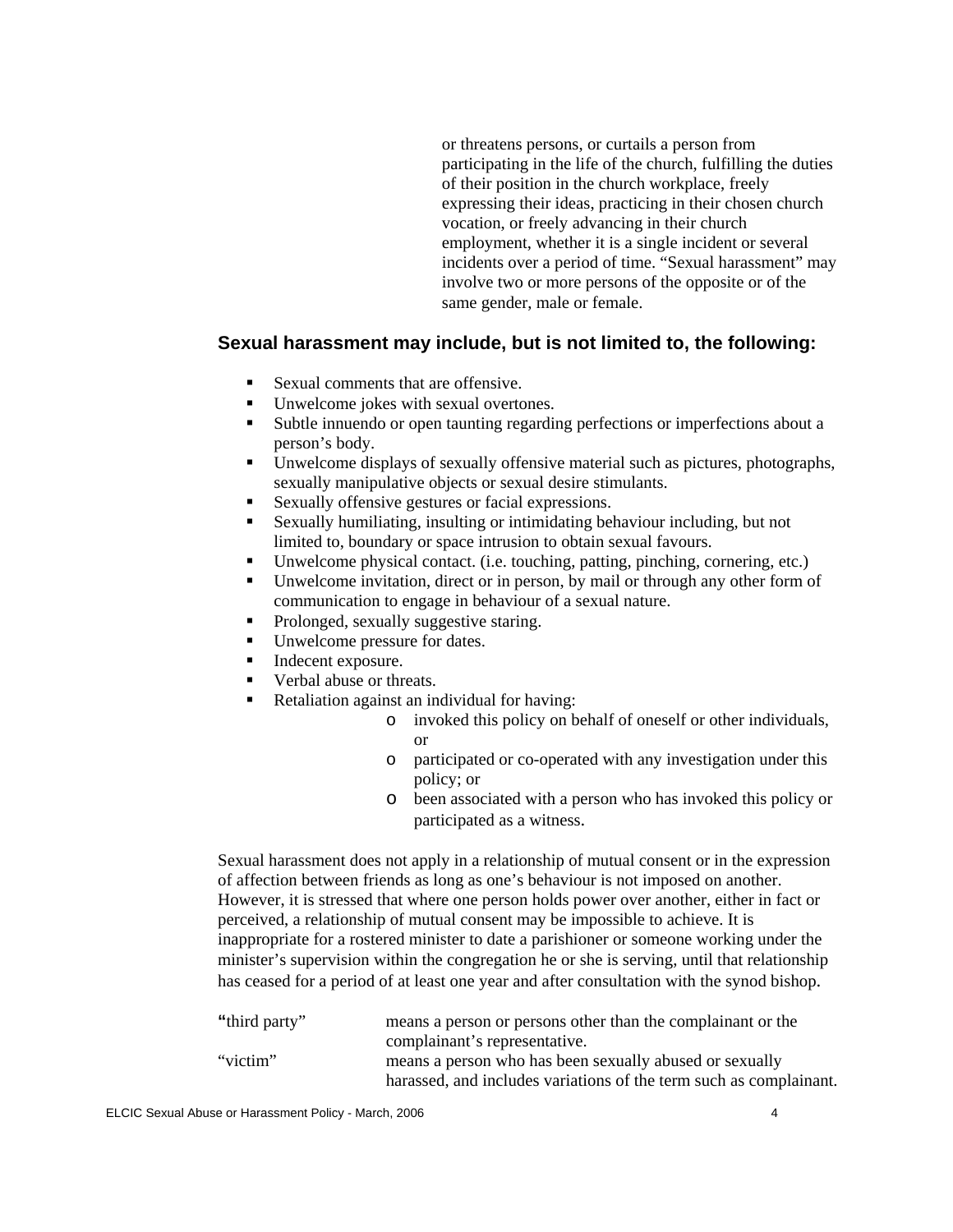or threatens persons, or curtails a person from participating in the life of the church, fulfilling the duties of their position in the church workplace, freely expressing their ideas, practicing in their chosen church vocation, or freely advancing in their church employment, whether it is a single incident or several incidents over a period of time. "Sexual harassment" may involve two or more persons of the opposite or of the same gender, male or female.

### Sexual harassment may include, but is not limited to, the following:

- Sexual comments that are offensive.
- Unwelcome jokes with sexual overtones.
- Subtle innuendo or open taunting regarding perfections or imperfections about a person's body.
- Unwelcome displays of sexually offensive material such as pictures, photographs, sexually manipulative objects or sexual desire stimulants.
- Sexually offensive gestures or facial expressions.
- Sexually humiliating, insulting or intimidating behaviour including, but not limited to, boundary or space intrusion to obtain sexual favours.
- Unwelcome physical contact. (i.e. touching, patting, pinching, cornering, etc.)
- Unwelcome invitation, direct or in person, by mail or through any other form of communication to engage in behaviour of a sexual nature.
- Prolonged, sexually suggestive staring.
- Unwelcome pressure for dates.
- Indecent exposure.
- Verbal abuse or threats.
- Retaliation against an individual for having:
  - invoked this policy on behalf of oneself or other individuals, or
  - participated or co-operated with any investigation under this policy; or
  - been associated with a person who has invoked this policy or participated as a witness.

Sexual harassment does not apply in a relationship of mutual consent or in the expression of affection between friends as long as one's behaviour is not imposed on another. However, it is stressed that where one person holds power over another, either in fact or perceived, a relationship of mutual consent may be impossible to achieve. It is inappropriate for a rostered minister to date a parishioner or someone working under the minister's supervision within the congregation he or she is serving, until that relationship has ceased for a period of at least one year and after consultation with the synod bishop.

| | |
|---|---|
| "third party" | means a person or persons other than the complainant or the complainant's representative. |
| "victim" | means a person who has been sexually abused or sexually harassed, and includes variations of the term such as complainant. |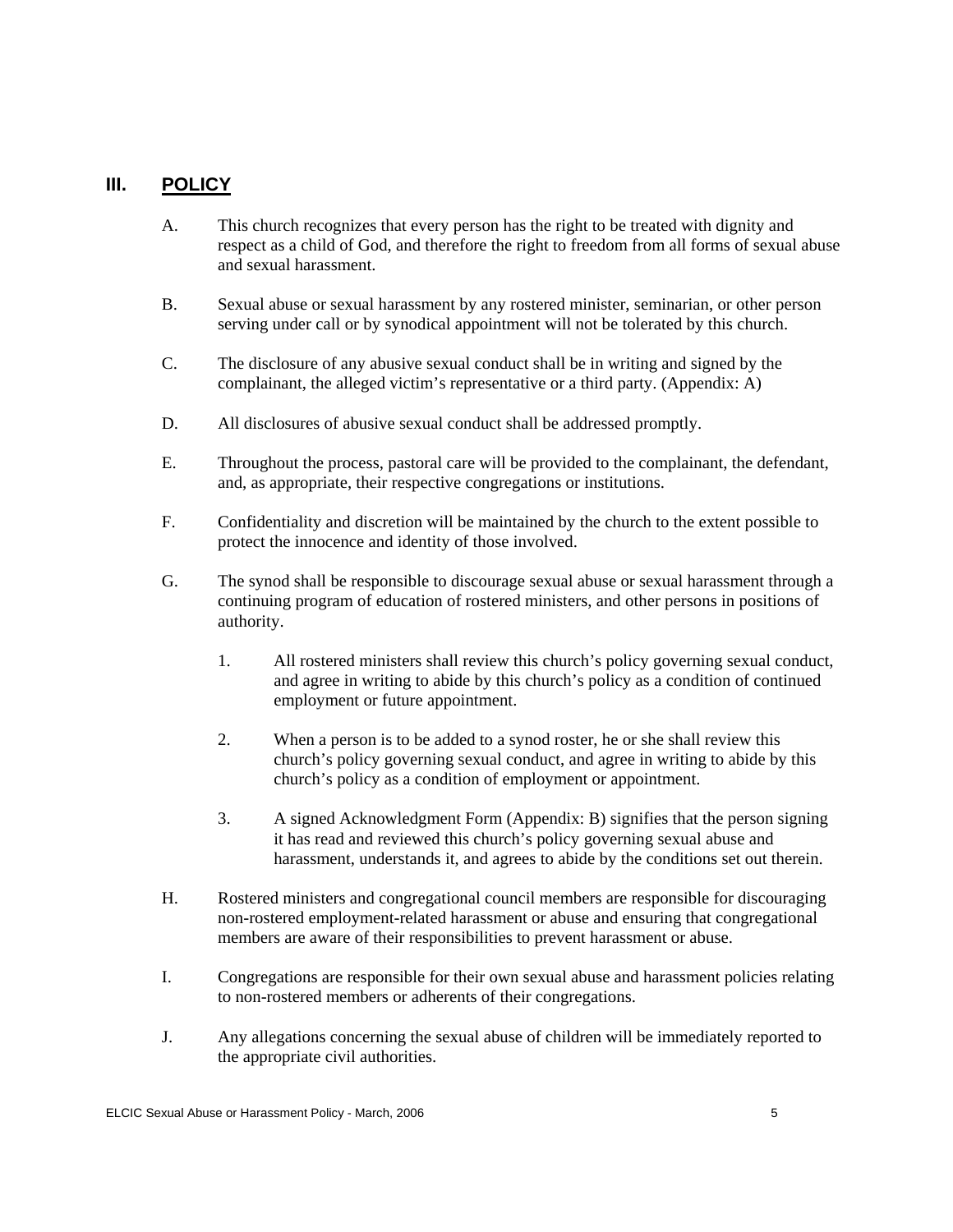## III. POLICY

A. This church recognizes that every person has the right to be treated with dignity and respect as a child of God, and therefore the right to freedom from all forms of sexual abuse and sexual harassment.

B. Sexual abuse or sexual harassment by any rostered minister, seminarian, or other person serving under call or by synodical appointment will not be tolerated by this church.

C. The disclosure of any abusive sexual conduct shall be in writing and signed by the complainant, the alleged victim's representative or a third party. (Appendix: A)

D. All disclosures of abusive sexual conduct shall be addressed promptly.

E. Throughout the process, pastoral care will be provided to the complainant, the defendant, and, as appropriate, their respective congregations or institutions.

F. Confidentiality and discretion will be maintained by the church to the extent possible to protect the innocence and identity of those involved.

G. The synod shall be responsible to discourage sexual abuse or sexual harassment through a continuing program of education of rostered ministers, and other persons in positions of authority.

   1. All rostered ministers shall review this church's policy governing sexual conduct, and agree in writing to abide by this church's policy as a condition of continued employment or future appointment.

   2. When a person is to be added to a synod roster, he or she shall review this church's policy governing sexual conduct, and agree in writing to abide by this church's policy as a condition of employment or appointment.

   3. A signed Acknowledgment Form (Appendix: B) signifies that the person signing it has read and reviewed this church's policy governing sexual abuse and harassment, understands it, and agrees to abide by the conditions set out therein.

H. Rostered ministers and congregational council members are responsible for discouraging non-rostered employment-related harassment or abuse and ensuring that congregational members are aware of their responsibilities to prevent harassment or abuse.

I. Congregations are responsible for their own sexual abuse and harassment policies relating to non-rostered members or adherents of their congregations.

J. Any allegations concerning the sexual abuse of children will be immediately reported to the appropriate civil authorities.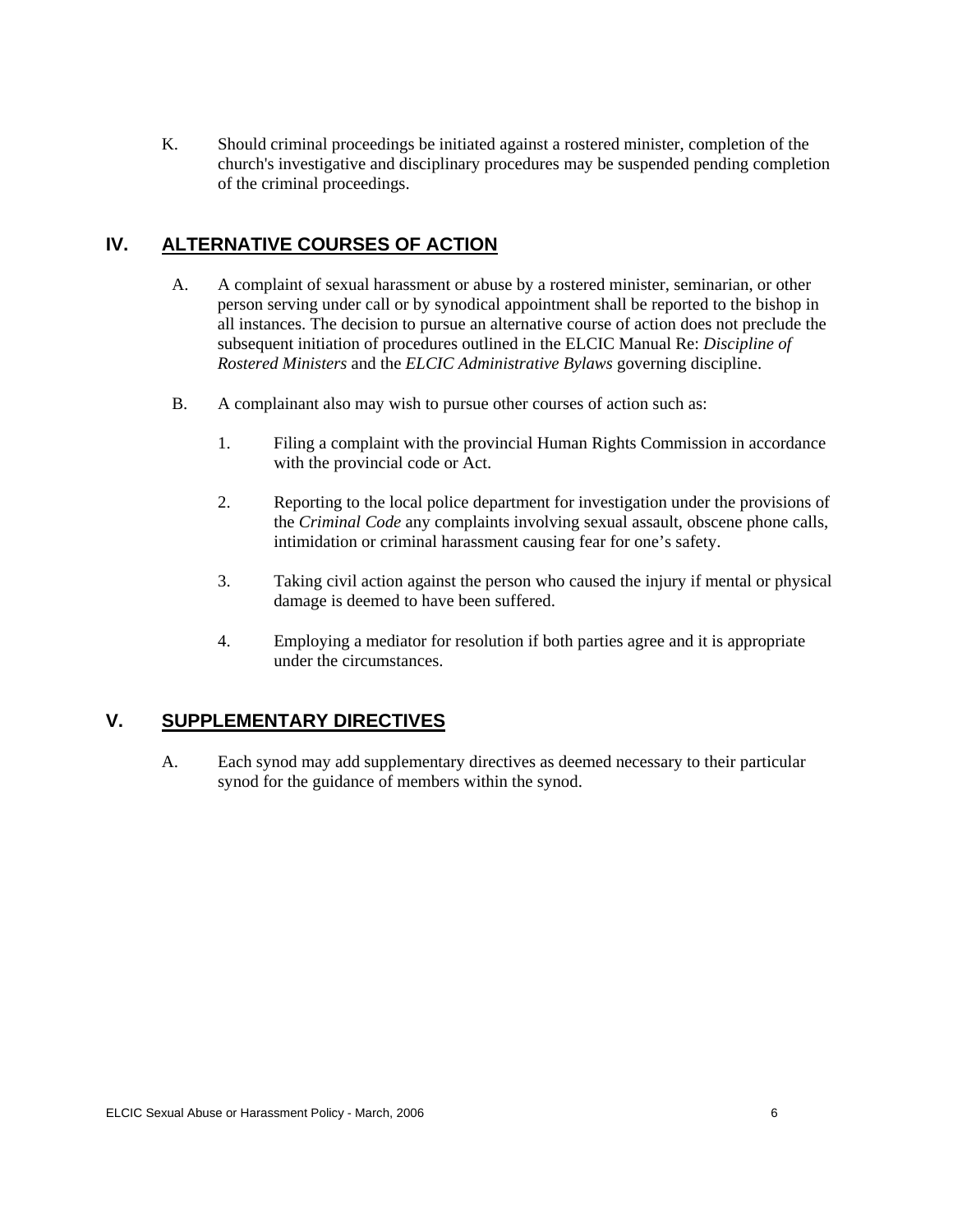K. Should criminal proceedings be initiated against a rostered minister, completion of the church's investigative and disciplinary procedures may be suspended pending completion of the criminal proceedings.

## IV. ALTERNATIVE COURSES OF ACTION

A. A complaint of sexual harassment or abuse by a rostered minister, seminarian, or other person serving under call or by synodical appointment shall be reported to the bishop in all instances. The decision to pursue an alternative course of action does not preclude the subsequent initiation of procedures outlined in the ELCIC Manual Re: *Discipline of Rostered Ministers* and the *ELCIC Administrative Bylaws* governing discipline.

B. A complainant also may wish to pursue other courses of action such as:

1. Filing a complaint with the provincial Human Rights Commission in accordance with the provincial code or Act.

2. Reporting to the local police department for investigation under the provisions of the *Criminal Code* any complaints involving sexual assault, obscene phone calls, intimidation or criminal harassment causing fear for one's safety.

3. Taking civil action against the person who caused the injury if mental or physical damage is deemed to have been suffered.

4. Employing a mediator for resolution if both parties agree and it is appropriate under the circumstances.

## V. SUPPLEMENTARY DIRECTIVES

A. Each synod may add supplementary directives as deemed necessary to their particular synod for the guidance of members within the synod.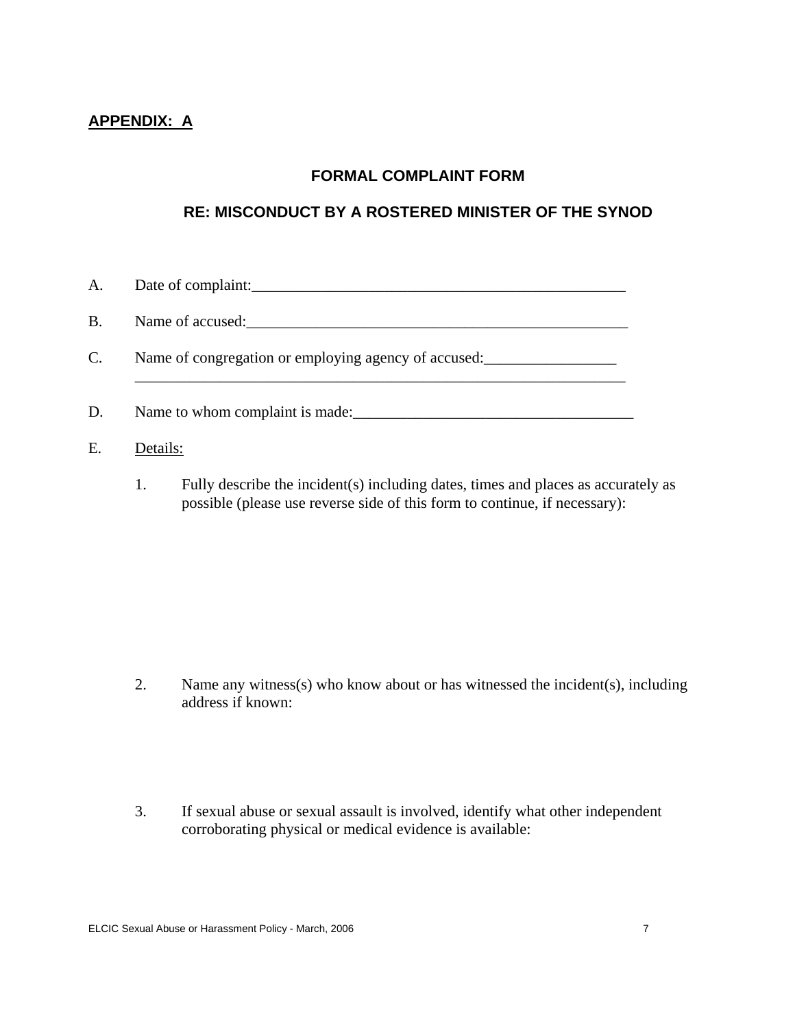**APPENDIX: A**

## FORMAL COMPLAINT FORM

## RE: MISCONDUCT BY A ROSTERED MINISTER OF THE SYNOD

A. Date of complaint:_________________________________________________

B. Name of accused:___________________________________________________

C. Name of congregation or employing agency of accused:_________________
_________________________________________________________________

D. Name to whom complaint is made:____________________________________

E. Details:

1. Fully describe the incident(s) including dates, times and places as accurately as possible (please use reverse side of this form to continue, if necessary):

2. Name any witness(s) who know about or has witnessed the incident(s), including address if known:

3. If sexual abuse or sexual assault is involved, identify what other independent corroborating physical or medical evidence is available: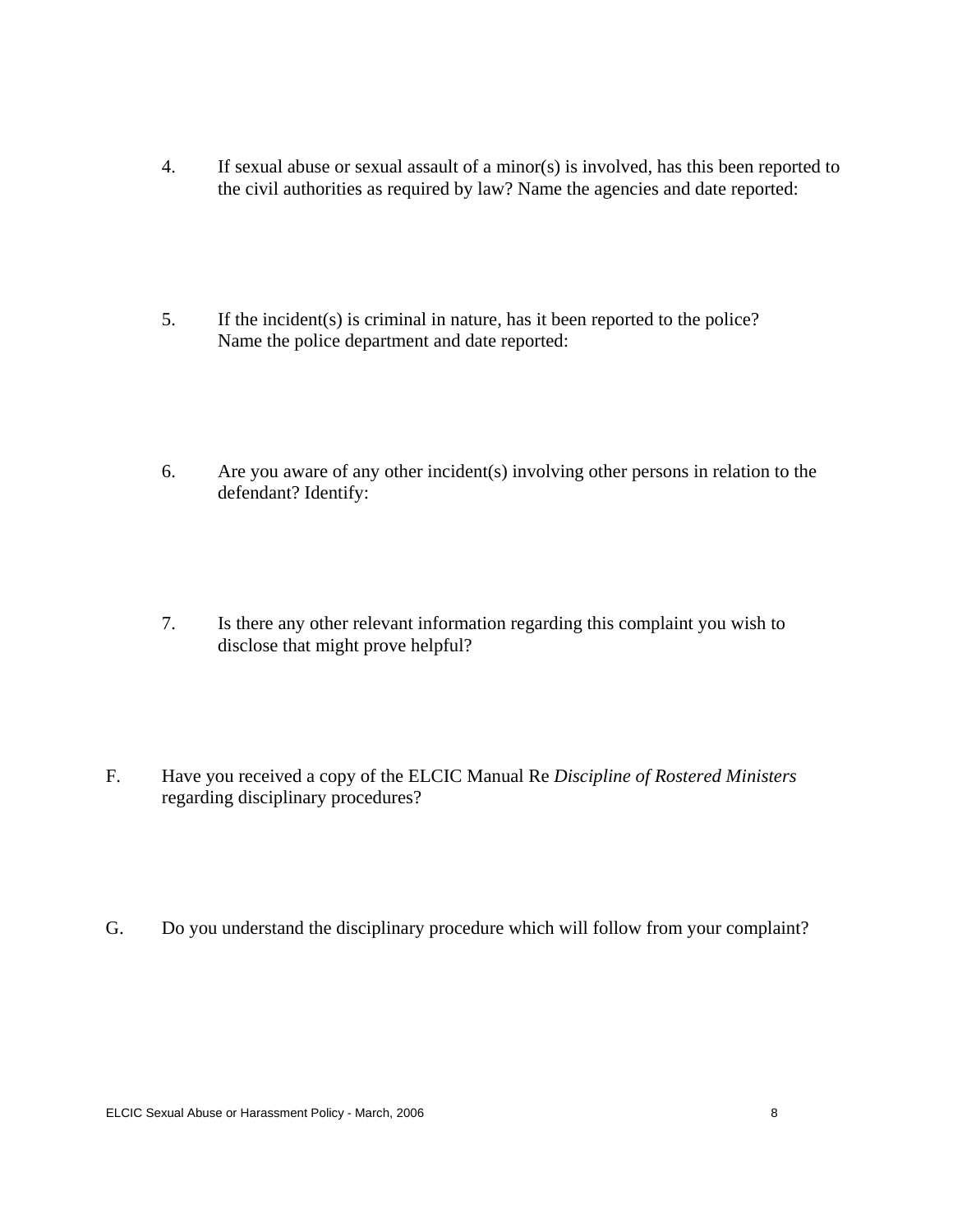4. If sexual abuse or sexual assault of a minor(s) is involved, has this been reported to the civil authorities as required by law? Name the agencies and date reported:

5. If the incident(s) is criminal in nature, has it been reported to the police? Name the police department and date reported:

6. Are you aware of any other incident(s) involving other persons in relation to the defendant? Identify:

7. Is there any other relevant information regarding this complaint you wish to disclose that might prove helpful?

F. Have you received a copy of the ELCIC Manual Re *Discipline of Rostered Ministers* regarding disciplinary procedures?

G. Do you understand the disciplinary procedure which will follow from your complaint?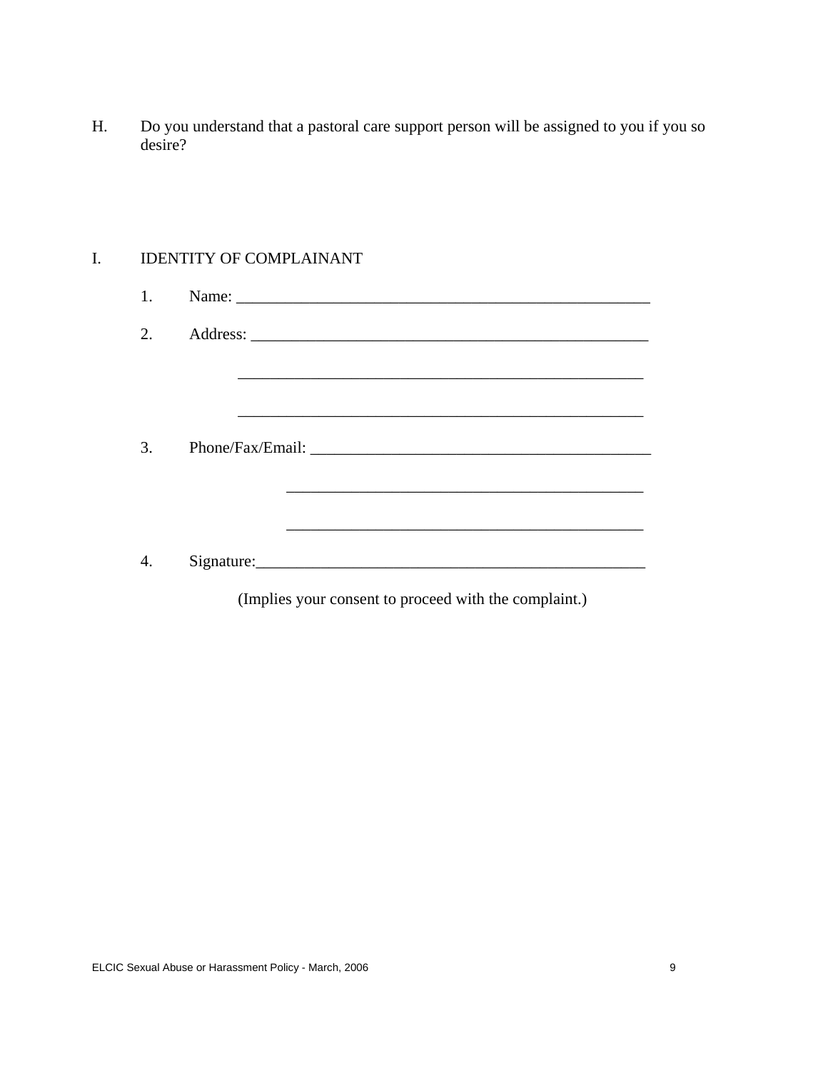H. Do you understand that a pastoral care support person will be assigned to you if you so desire?

I. IDENTITY OF COMPLAINANT

1. Name: ____________________________________________________

2. Address: __________________________________________________

   __________________________________________________

   __________________________________________________

3. Phone/Fax/Email: ___________________________________________

   ___________________________________________

   ___________________________________________

4. Signature:_________________________________________________

   (Implies your consent to proceed with the complaint.)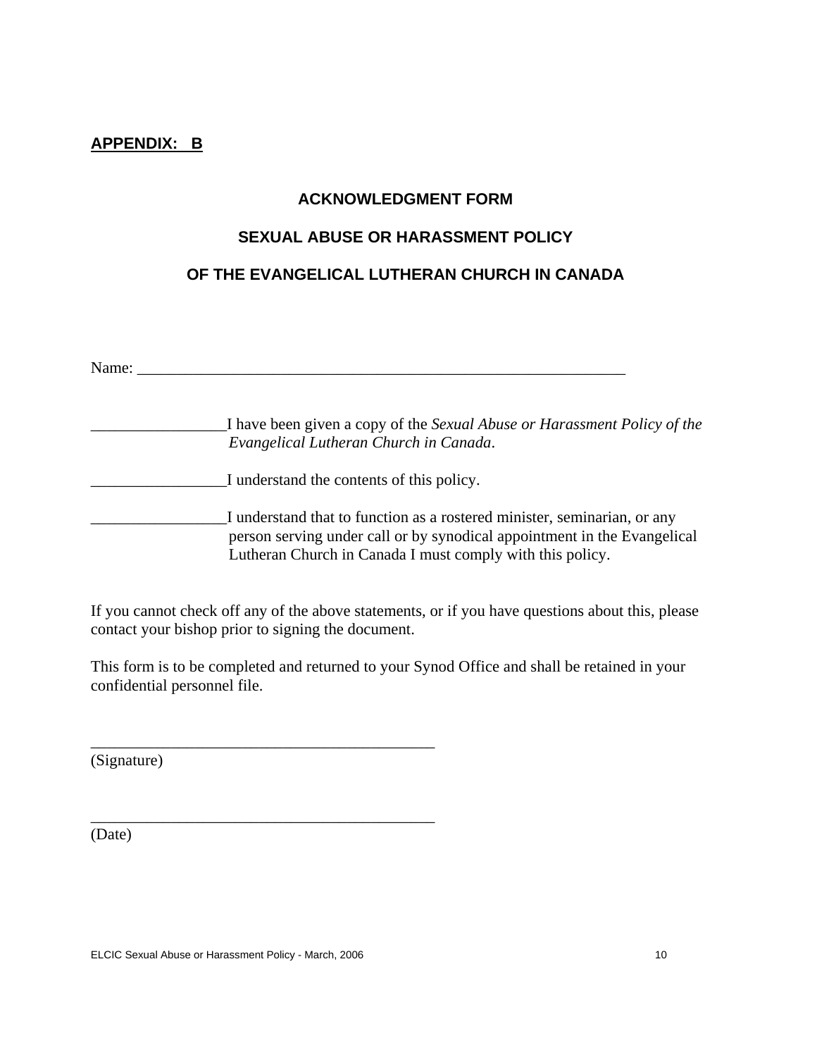**APPENDIX: B**

## ACKNOWLEDGMENT FORM

## SEXUAL ABUSE OR HARASSMENT POLICY

## OF THE EVANGELICAL LUTHERAN CHURCH IN CANADA

Name: ______________________________________________________________

_________________I have been given a copy of the *Sexual Abuse or Harassment Policy of the Evangelical Lutheran Church in Canada*.

_________________I understand the contents of this policy.

_________________I understand that to function as a rostered minister, seminarian, or any person serving under call or by synodical appointment in the Evangelical Lutheran Church in Canada I must comply with this policy.

If you cannot check off any of the above statements, or if you have questions about this, please contact your bishop prior to signing the document.

This form is to be completed and returned to your Synod Office and shall be retained in your confidential personnel file.

___________________________________________
(Signature)

___________________________________________
(Date)